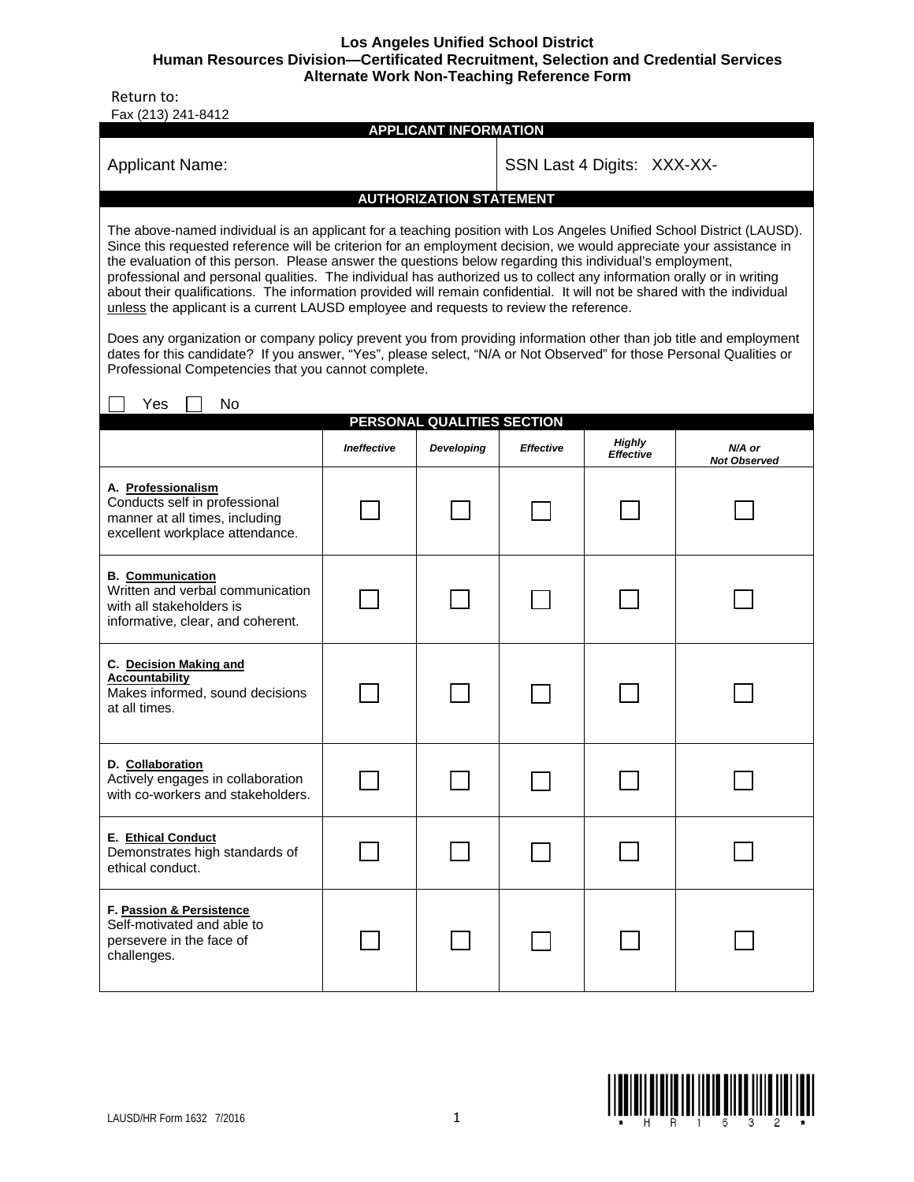**Los Angeles Unified School District**
**Human Resources Division—Certificated Recruitment, Selection and Credential Services**
**Alternate Work Non-Teaching Reference Form**

Return to:
Fax (213) 241-8412

## APPLICANT INFORMATION

| Applicant Name: | SSN Last 4 Digits: XXX-XX- |
|---|---|

## AUTHORIZATION STATEMENT

The above-named individual is an applicant for a teaching position with Los Angeles Unified School District (LAUSD). Since this requested reference will be criterion for an employment decision, we would appreciate your assistance in the evaluation of this person. Please answer the questions below regarding this individual's employment, professional and personal qualities. The individual has authorized us to collect any information orally or in writing about their qualifications. The information provided will remain confidential. It will not be shared with the individual unless the applicant is a current LAUSD employee and requests to review the reference.

Does any organization or company policy prevent you from providing information other than job title and employment dates for this candidate? If you answer, "Yes", please select, "N/A or Not Observed" for those Personal Qualities or Professional Competencies that you cannot complete.

☐ Yes ☐ No

## PERSONAL QUALITIES SECTION

| | *Ineffective* | *Developing* | *Effective* | *Highly Effective* | *N/A or Not Observed* |
|---|---|---|---|---|---|
| **A. Professionalism** Conducts self in professional manner at all times, including excellent workplace attendance. | ☐ | ☐ | ☐ | ☐ | ☐ |
| **B. Communication** Written and verbal communication with all stakeholders is informative, clear, and coherent. | ☐ | ☐ | ☐ | ☐ | ☐ |
| **C. Decision Making and Accountability** Makes informed, sound decisions at all times. | ☐ | ☐ | ☐ | ☐ | ☐ |
| **D. Collaboration** Actively engages in collaboration with co-workers and stakeholders. | ☐ | ☐ | ☐ | ☐ | ☐ |
| **E. Ethical Conduct** Demonstrates high standards of ethical conduct. | ☐ | ☐ | ☐ | ☐ | ☐ |
| **F. Passion & Persistence** Self-motivated and able to persevere in the face of challenges. | ☐ | ☐ | ☐ | ☐ | ☐ |

LAUSD/HR Form 1632 7/2016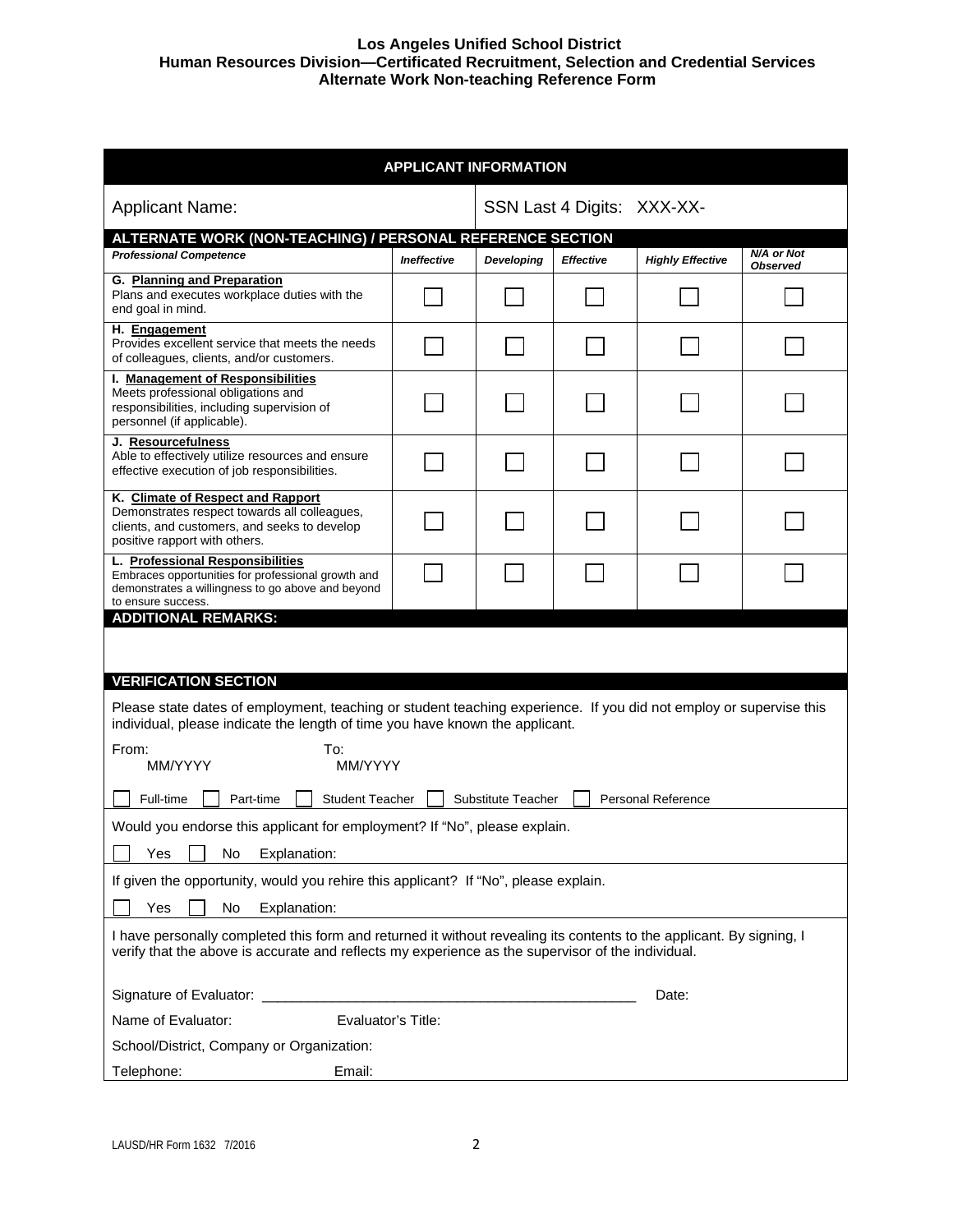# Los Angeles Unified School District
## Human Resources Division—Certificated Recruitment, Selection and Credential Services
## Alternate Work Non-teaching Reference Form

| APPLICANT INFORMATION | |
|---|---|
| Applicant Name: | SSN Last 4 Digits: XXX-XX- |

**ALTERNATE WORK (NON-TEACHING) / PERSONAL REFERENCE SECTION**

| *Professional Competence* | *Ineffective* | *Developing* | *Effective* | *Highly Effective* | *N/A or Not Observed* |
|---|---|---|---|---|---|
| **G. Planning and Preparation** Plans and executes workplace duties with the end goal in mind. | ☐ | ☐ | ☐ | ☐ | ☐ |
| **H. Engagement** Provides excellent service that meets the needs of colleagues, clients, and/or customers. | ☐ | ☐ | ☐ | ☐ | ☐ |
| **I. Management of Responsibilities** Meets professional obligations and responsibilities, including supervision of personnel (if applicable). | ☐ | ☐ | ☐ | ☐ | ☐ |
| **J. Resourcefulness** Able to effectively utilize resources and ensure effective execution of job responsibilities. | ☐ | ☐ | ☐ | ☐ | ☐ |
| **K. Climate of Respect and Rapport** Demonstrates respect towards all colleagues, clients, and customers, and seeks to develop positive rapport with others. | ☐ | ☐ | ☐ | ☐ | ☐ |
| **L. Professional Responsibilities** Embraces opportunities for professional growth and demonstrates a willingness to go above and beyond to ensure success. | ☐ | ☐ | ☐ | ☐ | ☐ |

**ADDITIONAL REMARKS:**

**VERIFICATION SECTION**

Please state dates of employment, teaching or student teaching experience. If you did not employ or supervise this individual, please indicate the length of time you have known the applicant.

From: MM/YYYY To: MM/YYYY

☐ Full-time ☐ Part-time ☐ Student Teacher ☐ Substitute Teacher ☐ Personal Reference

Would you endorse this applicant for employment? If "No", please explain.

☐ Yes ☐ No Explanation:

If given the opportunity, would you rehire this applicant? If "No", please explain.

☐ Yes ☐ No Explanation:

I have personally completed this form and returned it without revealing its contents to the applicant. By signing, I verify that the above is accurate and reflects my experience as the supervisor of the individual.

Signature of Evaluator: ________________________________________________ Date:

Name of Evaluator: Evaluator's Title:

School/District, Company or Organization:

Telephone: Email:

LAUSD/HR Form 1632 7/2016